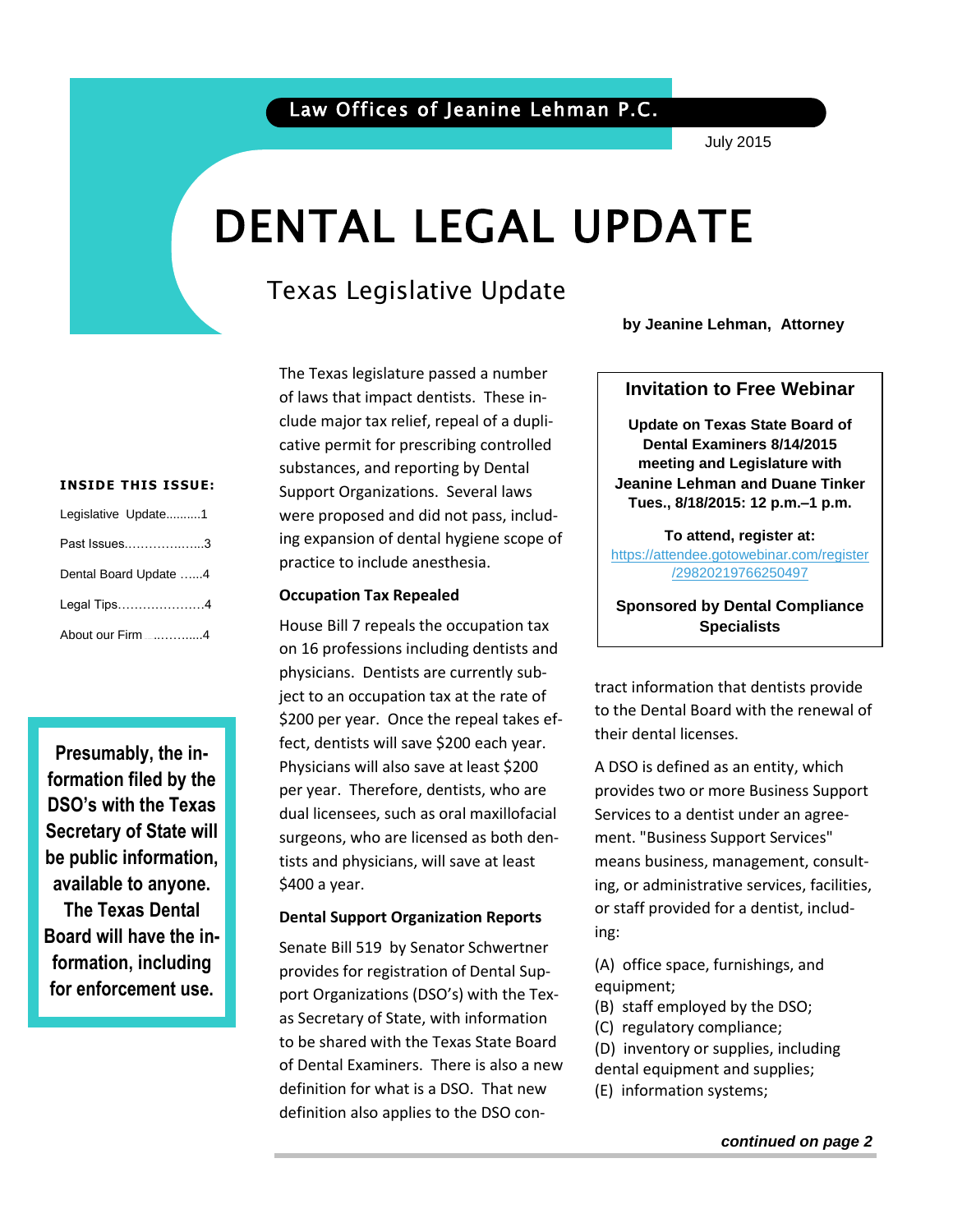Law Offices of Jeanine Lehman P.C.

July 2015

# DENTAL LEGAL UPDATE

## Texas Legislative Update

**by Jeanine Lehman, Attorney**

**INSIDE THIS ISSUE:**

| | |
|---|---|
| Legislative Update | 1 |
| Past Issues | 3 |
| Dental Board Update | 4 |
| Legal Tips | 4 |
| About our Firm | 4 |

**Presumably, the information filed by the DSO's with the Texas Secretary of State will be public information, available to anyone. The Texas Dental Board will have the information, including for enforcement use.**

The Texas legislature passed a number of laws that impact dentists. These include major tax relief, repeal of a duplicative permit for prescribing controlled substances, and reporting by Dental Support Organizations. Several laws were proposed and did not pass, including expansion of dental hygiene scope of practice to include anesthesia.

### Occupation Tax Repealed

House Bill 7 repeals the occupation tax on 16 professions including dentists and physicians. Dentists are currently subject to an occupation tax at the rate of $200 per year. Once the repeal takes effect, dentists will save $200 each year. Physicians will also save at least $200 per year. Therefore, dentists, who are dual licensees, such as oral maxillofacial surgeons, who are licensed as both dentists and physicians, will save at least $400 a year.

### Dental Support Organization Reports

Senate Bill 519 by Senator Schwertner provides for registration of Dental Support Organizations (DSO's) with the Texas Secretary of State, with information to be shared with the Texas State Board of Dental Examiners. There is also a new definition for what is a DSO. That new definition also applies to the DSO contract information that dentists provide to the Dental Board with the renewal of their dental licenses.

A DSO is defined as an entity, which provides two or more Business Support Services to a dentist under an agreement. "Business Support Services" means business, management, consulting, or administrative services, facilities, or staff provided for a dentist, including:

(A) office space, furnishings, and equipment;
(B) staff employed by the DSO;
(C) regulatory compliance;
(D) inventory or supplies, including dental equipment and supplies;
(E) information systems;

***continued on page 2***

**Invitation to Free Webinar**

**Update on Texas State Board of Dental Examiners 8/14/2015 meeting and Legislature with Jeanine Lehman and Duane Tinker Tues., 8/18/2015: 12 p.m.–1 p.m.**

**To attend, register at:**
https://attendee.gotowebinar.com/register/29820219766250497

**Sponsored by Dental Compliance Specialists**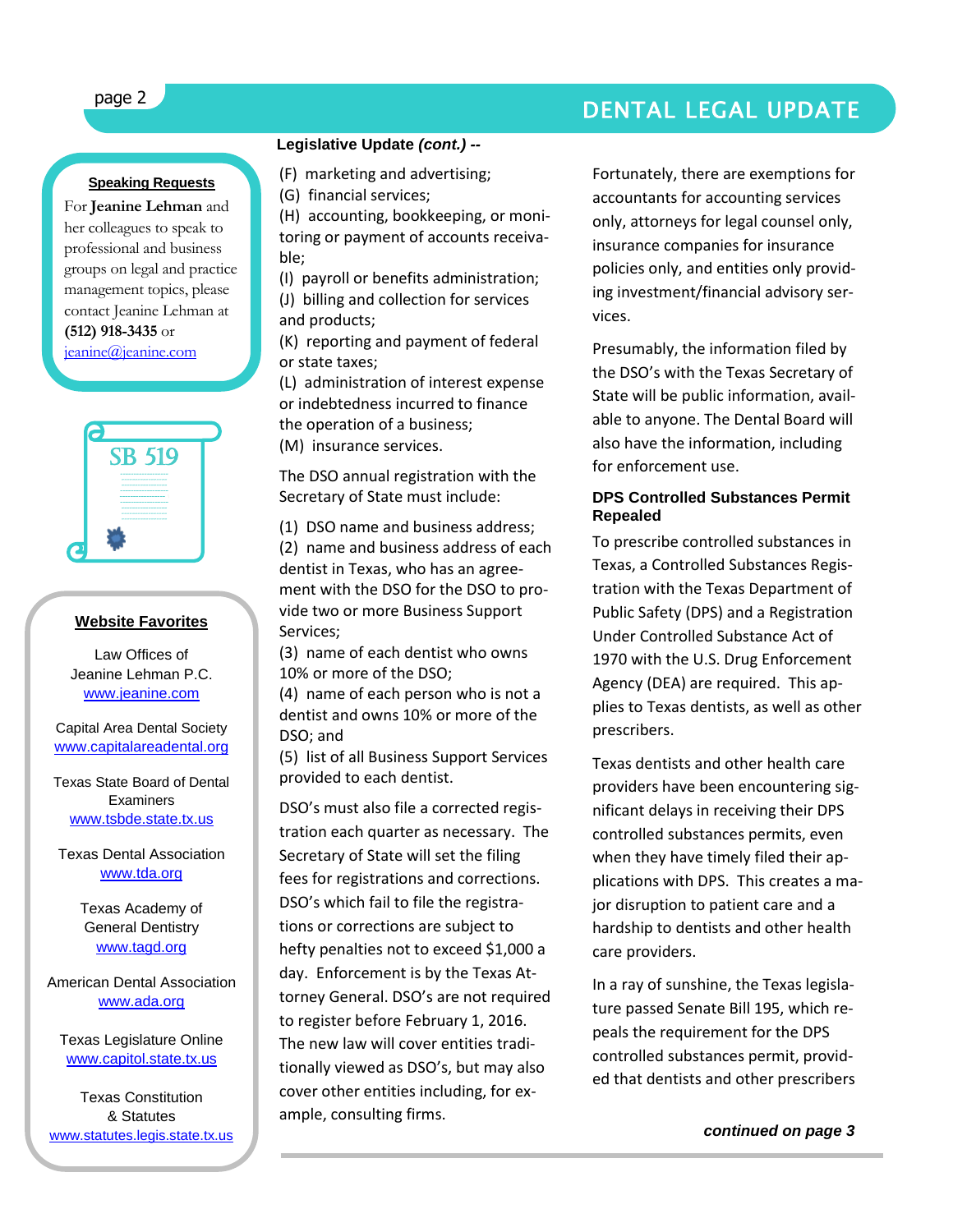## Speaking Requests

For **Jeanine Lehman** and her colleagues to speak to professional and business groups on legal and practice management topics, please contact Jeanine Lehman at **(512) 918-3435** or jeanine@jeanine.com

SB 519

## Website Favorites

Law Offices of Jeanine Lehman P.C.
www.jeanine.com

Capital Area Dental Society
www.capitalareadental.org

Texas State Board of Dental Examiners
www.tsbde.state.tx.us

Texas Dental Association
www.tda.org

Texas Academy of General Dentistry
www.tagd.org

American Dental Association
www.ada.org

Texas Legislature Online
www.capitol.state.tx.us

Texas Constitution & Statutes
www.statutes.legis.state.tx.us

## Legislative Update *(cont.)* --

(F) marketing and advertising;
(G) financial services;
(H) accounting, bookkeeping, or monitoring or payment of accounts receivable;
(I) payroll or benefits administration;
(J) billing and collection for services and products;
(K) reporting and payment of federal or state taxes;
(L) administration of interest expense or indebtedness incurred to finance the operation of a business;
(M) insurance services.

The DSO annual registration with the Secretary of State must include:

(1) DSO name and business address;
(2) name and business address of each dentist in Texas, who has an agreement with the DSO for the DSO to provide two or more Business Support Services;
(3) name of each dentist who owns 10% or more of the DSO;
(4) name of each person who is not a dentist and owns 10% or more of the DSO; and
(5) list of all Business Support Services provided to each dentist.

DSO's must also file a corrected registration each quarter as necessary. The Secretary of State will set the filing fees for registrations and corrections. DSO's which fail to file the registrations or corrections are subject to hefty penalties not to exceed $1,000 a day. Enforcement is by the Texas Attorney General. DSO's are not required to register before February 1, 2016. The new law will cover entities traditionally viewed as DSO's, but may also cover other entities including, for example, consulting firms.

Fortunately, there are exemptions for accountants for accounting services only, attorneys for legal counsel only, insurance companies for insurance policies only, and entities only providing investment/financial advisory services.

Presumably, the information filed by the DSO's with the Texas Secretary of State will be public information, available to anyone. The Dental Board will also have the information, including for enforcement use.

### DPS Controlled Substances Permit Repealed

To prescribe controlled substances in Texas, a Controlled Substances Registration with the Texas Department of Public Safety (DPS) and a Registration Under Controlled Substance Act of 1970 with the U.S. Drug Enforcement Agency (DEA) are required. This applies to Texas dentists, as well as other prescribers.

Texas dentists and other health care providers have been encountering significant delays in receiving their DPS controlled substances permits, even when they have timely filed their applications with DPS. This creates a major disruption to patient care and a hardship to dentists and other health care providers.

In a ray of sunshine, the Texas legislature passed Senate Bill 195, which repeals the requirement for the DPS controlled substances permit, provided that dentists and other prescribers

***continued on page 3***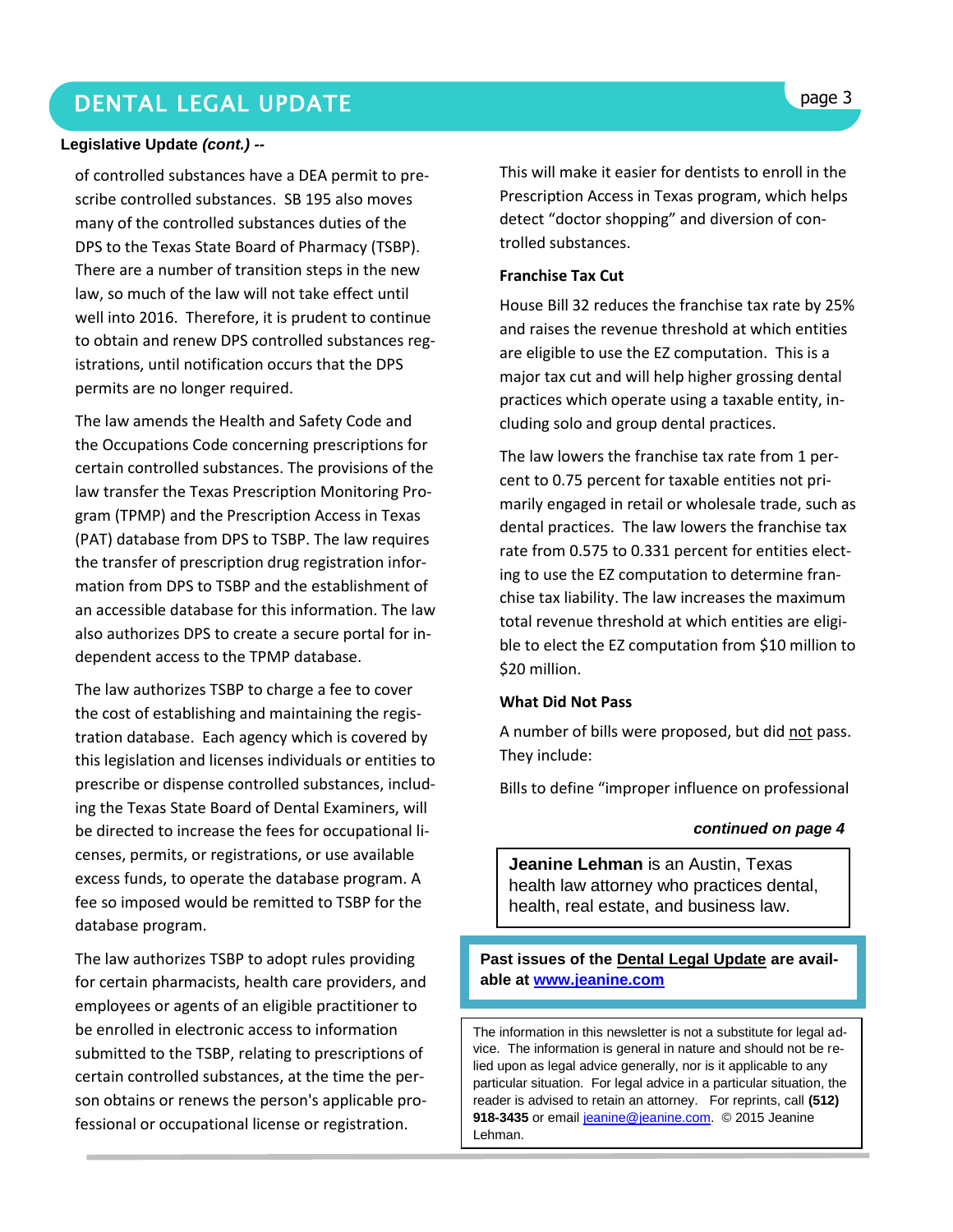**Legislative Update *(cont.)* --**

of controlled substances have a DEA permit to prescribe controlled substances. SB 195 also moves many of the controlled substances duties of the DPS to the Texas State Board of Pharmacy (TSBP). There are a number of transition steps in the new law, so much of the law will not take effect until well into 2016. Therefore, it is prudent to continue to obtain and renew DPS controlled substances registrations, until notification occurs that the DPS permits are no longer required.

The law amends the Health and Safety Code and the Occupations Code concerning prescriptions for certain controlled substances. The provisions of the law transfer the Texas Prescription Monitoring Program (TPMP) and the Prescription Access in Texas (PAT) database from DPS to TSBP. The law requires the transfer of prescription drug registration information from DPS to TSBP and the establishment of an accessible database for this information. The law also authorizes DPS to create a secure portal for independent access to the TPMP database.

The law authorizes TSBP to charge a fee to cover the cost of establishing and maintaining the registration database. Each agency which is covered by this legislation and licenses individuals or entities to prescribe or dispense controlled substances, including the Texas State Board of Dental Examiners, will be directed to increase the fees for occupational licenses, permits, or registrations, or use available excess funds, to operate the database program. A fee so imposed would be remitted to TSBP for the database program.

The law authorizes TSBP to adopt rules providing for certain pharmacists, health care providers, and employees or agents of an eligible practitioner to be enrolled in electronic access to information submitted to the TSBP, relating to prescriptions of certain controlled substances, at the time the person obtains or renews the person's applicable professional or occupational license or registration.

This will make it easier for dentists to enroll in the Prescription Access in Texas program, which helps detect "doctor shopping" and diversion of controlled substances.

**Franchise Tax Cut**

House Bill 32 reduces the franchise tax rate by 25% and raises the revenue threshold at which entities are eligible to use the EZ computation. This is a major tax cut and will help higher grossing dental practices which operate using a taxable entity, including solo and group dental practices.

The law lowers the franchise tax rate from 1 percent to 0.75 percent for taxable entities not primarily engaged in retail or wholesale trade, such as dental practices. The law lowers the franchise tax rate from 0.575 to 0.331 percent for entities electing to use the EZ computation to determine franchise tax liability. The law increases the maximum total revenue threshold at which entities are eligible to elect the EZ computation from $10 million to $20 million.

**What Did Not Pass**

A number of bills were proposed, but did not pass. They include:

Bills to define "improper influence on professional

***continued on page 4***

**Jeanine Lehman** is an Austin, Texas health law attorney who practices dental, health, real estate, and business law.

**Past issues of the Dental Legal Update are available at www.jeanine.com**

The information in this newsletter is not a substitute for legal advice. The information is general in nature and should not be relied upon as legal advice generally, nor is it applicable to any particular situation. For legal advice in a particular situation, the reader is advised to retain an attorney. For reprints, call **(512) 918-3435** or email jeanine@jeanine.com. © 2015 Jeanine Lehman.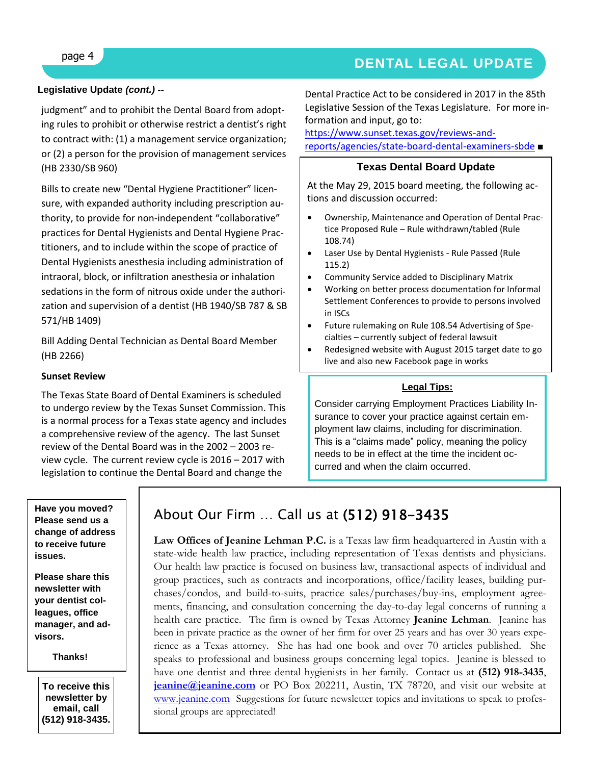**Legislative Update *(cont.)* --**

judgment" and to prohibit the Dental Board from adopting rules to prohibit or otherwise restrict a dentist's right to contract with: (1) a management service organization; or (2) a person for the provision of management services (HB 2330/SB 960)

Bills to create new "Dental Hygiene Practitioner" licensure, with expanded authority including prescription authority, to provide for non-independent "collaborative" practices for Dental Hygienists and Dental Hygiene Practitioners, and to include within the scope of practice of Dental Hygienists anesthesia including administration of intraoral, block, or infiltration anesthesia or inhalation sedations in the form of nitrous oxide under the authorization and supervision of a dentist (HB 1940/SB 787 & SB 571/HB 1409)

Bill Adding Dental Technician as Dental Board Member (HB 2266)

**Sunset Review**

The Texas State Board of Dental Examiners is scheduled to undergo review by the Texas Sunset Commission. This is a normal process for a Texas state agency and includes a comprehensive review of the agency. The last Sunset review of the Dental Board was in the 2002 – 2003 review cycle. The current review cycle is 2016 – 2017 with legislation to continue the Dental Board and change the Dental Practice Act to be considered in 2017 in the 85th Legislative Session of the Texas Legislature. For more information and input, go to: https://www.sunset.texas.gov/reviews-and-reports/agencies/state-board-dental-examiners-sbde ■

### Texas Dental Board Update

At the May 29, 2015 board meeting, the following actions and discussion occurred:

- Ownership, Maintenance and Operation of Dental Practice Proposed Rule – Rule withdrawn/tabled (Rule 108.74)
- Laser Use by Dental Hygienists - Rule Passed (Rule 115.2)
- Community Service added to Disciplinary Matrix
- Working on better process documentation for Informal Settlement Conferences to provide to persons involved in ISCs
- Future rulemaking on Rule 108.54 Advertising of Specialties – currently subject of federal lawsuit
- Redesigned website with August 2015 target date to go live and also new Facebook page in works

### Legal Tips:

Consider carrying Employment Practices Liability Insurance to cover your practice against certain employment law claims, including for discrimination. This is a "claims made" policy, meaning the policy needs to be in effect at the time the incident occurred and when the claim occurred.

**Have you moved? Please send us a change of address to receive future issues.**

**Please share this newsletter with your dentist colleagues, office manager, and advisors.**

**Thanks!**

**To receive this newsletter by email, call (512) 918-3435.**

## About Our Firm … Call us at (512) 918-3435

**Law Offices of Jeanine Lehman P.C.** is a Texas law firm headquartered in Austin with a state-wide health law practice, including representation of Texas dentists and physicians. Our health law practice is focused on business law, transactional aspects of individual and group practices, such as contracts and incorporations, office/facility leases, building purchases/condos, and build-to-suits, practice sales/purchases/buy-ins, employment agreements, financing, and consultation concerning the day-to-day legal concerns of running a health care practice. The firm is owned by Texas Attorney **Jeanine Lehman**. Jeanine has been in private practice as the owner of her firm for over 25 years and has over 30 years experience as a Texas attorney. She has had one book and over 70 articles published. She speaks to professional and business groups concerning legal topics. Jeanine is blessed to have one dentist and three dental hygienists in her family. Contact us at **(512) 918-3435**, **jeanine@jeanine.com** or PO Box 202211, Austin, TX 78720, and visit our website at www.jeanine.com Suggestions for future newsletter topics and invitations to speak to professional groups are appreciated!